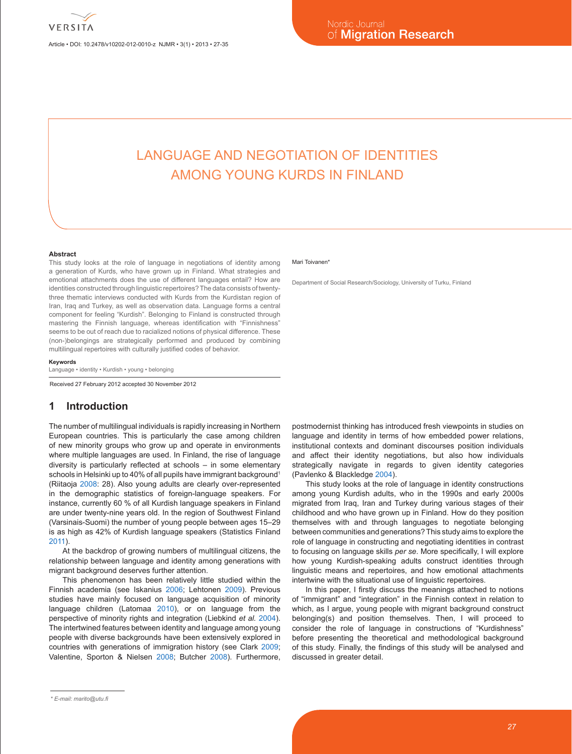# LANGUAGE AND NEGOTIATION OF IDENTITIES AMONG YOUNG KURDS IN FINLAND

Mari Toivanen*

Department of Social Research/Sociology, University of Turku, Finland

### Abstract

This study looks at the role of language in negotiations of identity among a generation of Kurds, who have grown up in Finland. What strategies and emotional attachments does the use of different languages entail? How are identities constructed through linguistic repertoires? The data consists of twenty-three thematic interviews conducted with Kurds from the Kurdistan region of Iran, Iraq and Turkey, as well as observation data. Language forms a central component for feeling "Kurdish". Belonging to Finland is constructed through mastering the Finnish language, whereas identification with "Finnishness" seems to be out of reach due to racialized notions of physical difference. These (non-)belongings are strategically performed and produced by combining multilingual repertoires with culturally justified codes of behavior.

### Keywords

Language • identity • Kurdish • young • belonging

Received 27 February 2012 accepted 30 November 2012

## 1 Introduction

The number of multilingual individuals is rapidly increasing in Northern European countries. This is particularly the case among children of new minority groups who grow up and operate in environments where multiple languages are used. In Finland, the rise of language diversity is particularly reflected at schools – in some elementary schools in Helsinki up to 40% of all pupils have immigrant background[1] (Riitaoja 2008: 28). Also young adults are clearly over-represented in the demographic statistics of foreign-language speakers. For instance, currently 60 % of all Kurdish language speakers in Finland are under twenty-nine years old. In the region of Southwest Finland (Varsinais-Suomi) the number of young people between ages 15–29 is as high as 42% of Kurdish language speakers (Statistics Finland 2011).

At the backdrop of growing numbers of multilingual citizens, the relationship between language and identity among generations with migrant background deserves further attention.

This phenomenon has been relatively little studied within the Finnish academia (see Iskanius 2006; Lehtonen 2009). Previous studies have mainly focused on language acquisition of minority language children (Latomaa 2010), or on language from the perspective of minority rights and integration (Liebkind *et al.* 2004). The intertwined features between identity and language among young people with diverse backgrounds have been extensively explored in countries with generations of immigration history (see Clark 2009; Valentine, Sporton & Nielsen 2008; Butcher 2008). Furthermore, postmodernist thinking has introduced fresh viewpoints in studies on language and identity in terms of how embedded power relations, institutional contexts and dominant discourses position individuals and affect their identity negotiations, but also how individuals strategically navigate in regards to given identity categories (Pavlenko & Blackledge 2004).

This study looks at the role of language in identity constructions among young Kurdish adults, who in the 1990s and early 2000s migrated from Iraq, Iran and Turkey during various stages of their childhood and who have grown up in Finland. How do they position themselves with and through languages to negotiate belonging between communities and generations? This study aims to explore the role of language in constructing and negotiating identities in contrast to focusing on language skills *per se*. More specifically, I will explore how young Kurdish-speaking adults construct identities through linguistic means and repertoires, and how emotional attachments intertwine with the situational use of linguistic repertoires.

In this paper, I firstly discuss the meanings attached to notions of "immigrant" and "integration" in the Finnish context in relation to which, as I argue, young people with migrant background construct belonging(s) and position themselves. Then, I will proceed to consider the role of language in constructions of "Kurdishness" before presenting the theoretical and methodological background of this study. Finally, the findings of this study will be analysed and discussed in greater detail.

* E-mail: marito@utu.fi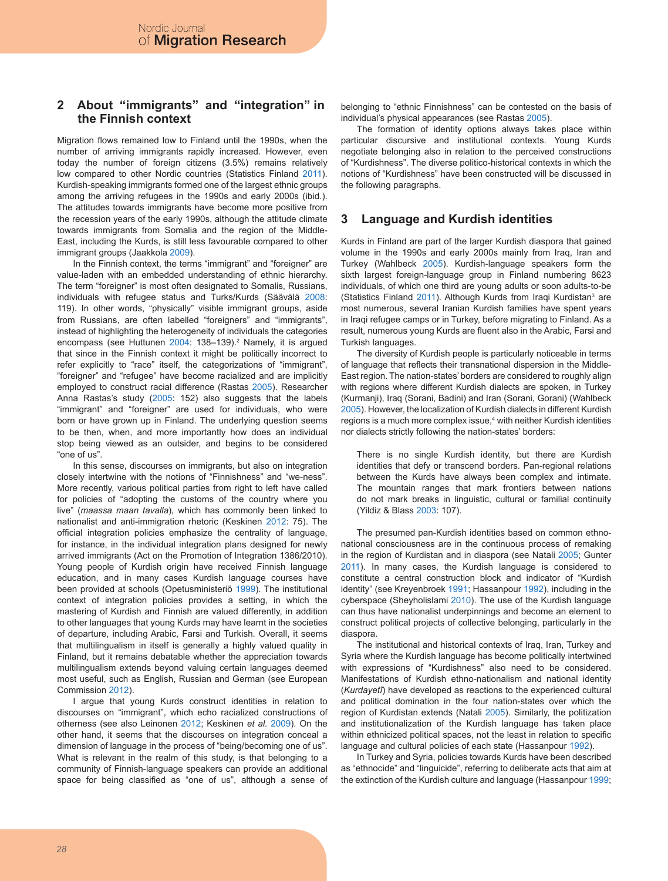## 2 About "immigrants" and "integration" in the Finnish context

Migration flows remained low to Finland until the 1990s, when the number of arriving immigrants rapidly increased. However, even today the number of foreign citizens (3.5%) remains relatively low compared to other Nordic countries (Statistics Finland 2011). Kurdish-speaking immigrants formed one of the largest ethnic groups among the arriving refugees in the 1990s and early 2000s (ibid.). The attitudes towards immigrants have become more positive from the recession years of the early 1990s, although the attitude climate towards immigrants from Somalia and the region of the Middle-East, including the Kurds, is still less favourable compared to other immigrant groups (Jaakkola 2009).

In the Finnish context, the terms "immigrant" and "foreigner" are value-laden with an embedded understanding of ethnic hierarchy. The term "foreigner" is most often designated to Somalis, Russians, individuals with refugee status and Turks/Kurds (Säävälä 2008: 119). In other words, "physically" visible immigrant groups, aside from Russians, are often labelled "foreigners" and "immigrants", instead of highlighting the heterogeneity of individuals the categories encompass (see Huttunen 2004: 138–139).[2] Namely, it is argued that since in the Finnish context it might be politically incorrect to refer explicitly to "race" itself, the categorizations of "immigrant", "foreigner" and "refugee" have become racialized and are implicitly employed to construct racial difference (Rastas 2005). Researcher Anna Rastas's study (2005: 152) also suggests that the labels "immigrant" and "foreigner" are used for individuals, who were born or have grown up in Finland. The underlying question seems to be then, when, and more importantly how does an individual stop being viewed as an outsider, and begins to be considered "one of us".

In this sense, discourses on immigrants, but also on integration closely intertwine with the notions of "Finnishness" and "we-ness". More recently, various political parties from right to left have called for policies of "adopting the customs of the country where you live" (*maassa maan tavalla*), which has commonly been linked to nationalist and anti-immigration rhetoric (Keskinen 2012: 75). The official integration policies emphasize the centrality of language, for instance, in the individual integration plans designed for newly arrived immigrants (Act on the Promotion of Integration 1386/2010). Young people of Kurdish origin have received Finnish language education, and in many cases Kurdish language courses have been provided at schools (Opetusministeriö 1999). The institutional context of integration policies provides a setting, in which the mastering of Kurdish and Finnish are valued differently, in addition to other languages that young Kurds may have learnt in the societies of departure, including Arabic, Farsi and Turkish. Overall, it seems that multilingualism in itself is generally a highly valued quality in Finland, but it remains debatable whether the appreciation towards multilingualism extends beyond valuing certain languages deemed most useful, such as English, Russian and German (see European Commission 2012).

I argue that young Kurds construct identities in relation to discourses on "immigrant", which echo racialized constructions of otherness (see also Leinonen 2012; Keskinen *et al.* 2009). On the other hand, it seems that the discourses on integration conceal a dimension of language in the process of "being/becoming one of us". What is relevant in the realm of this study, is that belonging to a community of Finnish-language speakers can provide an additional space for being classified as "one of us", although a sense of belonging to "ethnic Finnishness" can be contested on the basis of individual's physical appearances (see Rastas 2005).

The formation of identity options always takes place within particular discursive and institutional contexts. Young Kurds negotiate belonging also in relation to the perceived constructions of "Kurdishness". The diverse politico-historical contexts in which the notions of "Kurdishness" have been constructed will be discussed in the following paragraphs.

## 3 Language and Kurdish identities

Kurds in Finland are part of the larger Kurdish diaspora that gained volume in the 1990s and early 2000s mainly from Iraq, Iran and Turkey (Wahlbeck 2005). Kurdish-language speakers form the sixth largest foreign-language group in Finland numbering 8623 individuals, of which one third are young adults or soon adults-to-be (Statistics Finland 2011). Although Kurds from Iraqi Kurdistan[3] are most numerous, several Iranian Kurdish families have spent years in Iraqi refugee camps or in Turkey, before migrating to Finland. As a result, numerous young Kurds are fluent also in the Arabic, Farsi and Turkish languages.

The diversity of Kurdish people is particularly noticeable in terms of language that reflects their transnational dispersion in the Middle-East region. The nation-states' borders are considered to roughly align with regions where different Kurdish dialects are spoken, in Turkey (Kurmanji), Iraq (Sorani, Badini) and Iran (Sorani, Gorani) (Wahlbeck 2005). However, the localization of Kurdish dialects in different Kurdish regions is a much more complex issue,[4] with neither Kurdish identities nor dialects strictly following the nation-states' borders:

> There is no single Kurdish identity, but there are Kurdish identities that defy or transcend borders. Pan-regional relations between the Kurds have always been complex and intimate. The mountain ranges that mark frontiers between nations do not mark breaks in linguistic, cultural or familial continuity (Yildiz & Blass 2003: 107).

The presumed pan-Kurdish identities based on common ethno-national consciousness are in the continuous process of remaking in the region of Kurdistan and in diaspora (see Natali 2005; Gunter 2011). In many cases, the Kurdish language is considered to constitute a central construction block and indicator of "Kurdish identity" (see Kreyenbroek 1991; Hassanpour 1992), including in the cyberspace (Sheyholislami 2010). The use of the Kurdish language can thus have nationalist underpinnings and become an element to construct political projects of collective belonging, particularly in the diaspora.

The institutional and historical contexts of Iraq, Iran, Turkey and Syria where the Kurdish language has become politically intertwined with expressions of "Kurdishness" also need to be considered. Manifestations of Kurdish ethno-nationalism and national identity (*Kurdayetî*) have developed as reactions to the experienced cultural and political domination in the four nation-states over which the region of Kurdistan extends (Natali 2005). Similarly, the politization and institutionalization of the Kurdish language has taken place within ethnicized political spaces, not the least in relation to specific language and cultural policies of each state (Hassanpour 1992).

In Turkey and Syria, policies towards Kurds have been described as "ethnocide" and "linguicide", referring to deliberate acts that aim at the extinction of the Kurdish culture and language (Hassanpour 1999;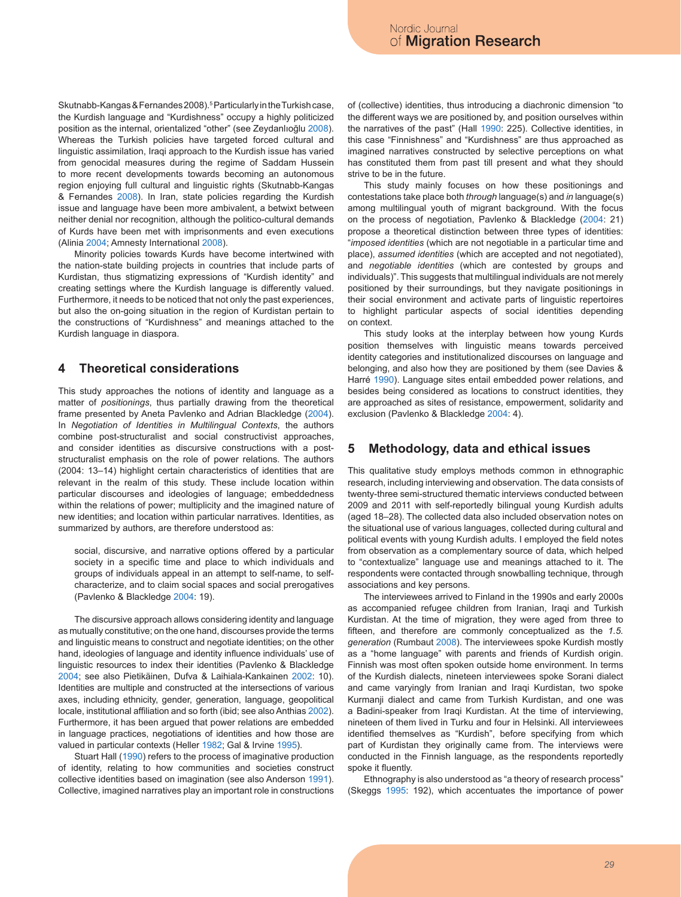Skutnabb-Kangas & Fernandes 2008).[5] Particularly in the Turkish case, the Kurdish language and "Kurdishness" occupy a highly politicized position as the internal, orientalized "other" (see Zeydanlıoğlu 2008). Whereas the Turkish policies have targeted forced cultural and linguistic assimilation, Iraqi approach to the Kurdish issue has varied from genocidal measures during the regime of Saddam Hussein to more recent developments towards becoming an autonomous region enjoying full cultural and linguistic rights (Skutnabb-Kangas & Fernandes 2008). In Iran, state policies regarding the Kurdish issue and language have been more ambivalent, a betwixt between neither denial nor recognition, although the politico-cultural demands of Kurds have been met with imprisonments and even executions (Alinia 2004; Amnesty International 2008).

Minority policies towards Kurds have become intertwined with the nation-state building projects in countries that include parts of Kurdistan, thus stigmatizing expressions of "Kurdish identity" and creating settings where the Kurdish language is differently valued. Furthermore, it needs to be noticed that not only the past experiences, but also the on-going situation in the region of Kurdistan pertain to the constructions of "Kurdishness" and meanings attached to the Kurdish language in diaspora.

## 4 Theoretical considerations

This study approaches the notions of identity and language as a matter of *positionings*, thus partially drawing from the theoretical frame presented by Aneta Pavlenko and Adrian Blackledge (2004). In *Negotiation of Identities in Multilingual Contexts*, the authors combine post-structuralist and social constructivist approaches, and consider identities as discursive constructions with a post-structuralist emphasis on the role of power relations. The authors (2004: 13–14) highlight certain characteristics of identities that are relevant in the realm of this study. These include location within particular discourses and ideologies of language; embeddedness within the relations of power; multiplicity and the imagined nature of new identities; and location within particular narratives. Identities, as summarized by authors, are therefore understood as:

> social, discursive, and narrative options offered by a particular society in a specific time and place to which individuals and groups of individuals appeal in an attempt to self-name, to self-characterize, and to claim social spaces and social prerogatives (Pavlenko & Blackledge 2004: 19).

The discursive approach allows considering identity and language as mutually constitutive; on the one hand, discourses provide the terms and linguistic means to construct and negotiate identities; on the other hand, ideologies of language and identity influence individuals' use of linguistic resources to index their identities (Pavlenko & Blackledge 2004; see also Pietikäinen, Dufva & Laihiala-Kankainen 2002: 10). Identities are multiple and constructed at the intersections of various axes, including ethnicity, gender, generation, language, geopolitical locale, institutional affiliation and so forth (ibid; see also Anthias 2002). Furthermore, it has been argued that power relations are embedded in language practices, negotiations of identities and how those are valued in particular contexts (Heller 1982; Gal & Irvine 1995).

Stuart Hall (1990) refers to the process of imaginative production of identity, relating to how communities and societies construct collective identities based on imagination (see also Anderson 1991). Collective, imagined narratives play an important role in constructions of (collective) identities, thus introducing a diachronic dimension "to the different ways we are positioned by, and position ourselves within the narratives of the past" (Hall 1990: 225). Collective identities, in this case "Finnishness" and "Kurdishness" are thus approached as imagined narratives constructed by selective perceptions on what has constituted them from past till present and what they should strive to be in the future.

This study mainly focuses on how these positionings and contestations take place both *through* language(s) and *in* language(s) among multilingual youth of migrant background. With the focus on the process of negotiation, Pavlenko & Blackledge (2004: 21) propose a theoretical distinction between three types of identities: "*imposed identities* (which are not negotiable in a particular time and place), *assumed identities* (which are accepted and not negotiated), and *negotiable identities* (which are contested by groups and individuals)". This suggests that multilingual individuals are not merely positioned by their surroundings, but they navigate positionings in their social environment and activate parts of linguistic repertoires to highlight particular aspects of social identities depending on context.

This study looks at the interplay between how young Kurds position themselves with linguistic means towards perceived identity categories and institutionalized discourses on language and belonging, and also how they are positioned by them (see Davies & Harré 1990). Language sites entail embedded power relations, and besides being considered as locations to construct identities, they are approached as sites of resistance, empowerment, solidarity and exclusion (Pavlenko & Blackledge 2004: 4).

## 5 Methodology, data and ethical issues

This qualitative study employs methods common in ethnographic research, including interviewing and observation. The data consists of twenty-three semi-structured thematic interviews conducted between 2009 and 2011 with self-reportedly bilingual young Kurdish adults (aged 18–28). The collected data also included observation notes on the situational use of various languages, collected during cultural and political events with young Kurdish adults. I employed the field notes from observation as a complementary source of data, which helped to "contextualize" language use and meanings attached to it. The respondents were contacted through snowballing technique, through associations and key persons.

The interviewees arrived to Finland in the 1990s and early 2000s as accompanied refugee children from Iranian, Iraqi and Turkish Kurdistan. At the time of migration, they were aged from three to fifteen, and therefore are commonly conceptualized as the *1.5. generation* (Rumbaut 2008). The interviewees spoke Kurdish mostly as a "home language" with parents and friends of Kurdish origin. Finnish was most often spoken outside home environment. In terms of the Kurdish dialects, nineteen interviewees spoke Sorani dialect and came varyingly from Iranian and Iraqi Kurdistan, two spoke Kurmanji dialect and came from Turkish Kurdistan, and one was a Badini-speaker from Iraqi Kurdistan. At the time of interviewing, nineteen of them lived in Turku and four in Helsinki. All interviewees identified themselves as "Kurdish", before specifying from which part of Kurdistan they originally came from. The interviews were conducted in the Finnish language, as the respondents reportedly spoke it fluently.

Ethnography is also understood as "a theory of research process" (Skeggs 1995: 192), which accentuates the importance of power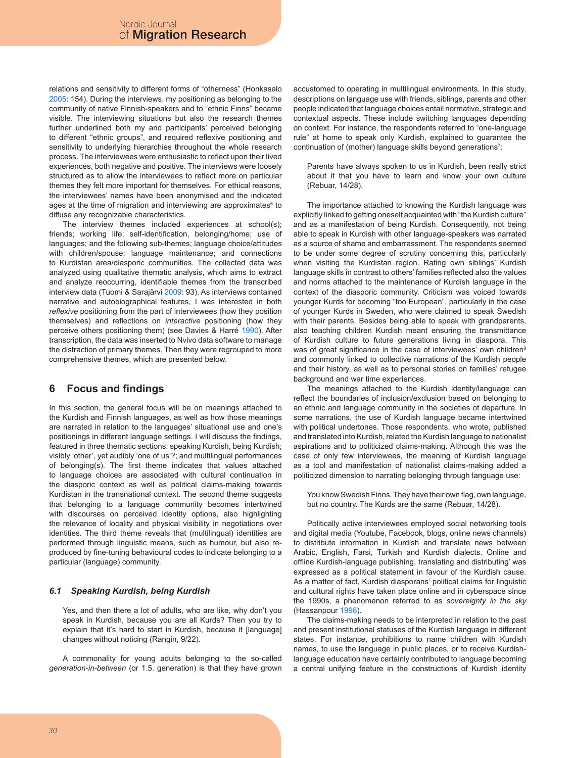relations and sensitivity to different forms of "otherness" (Honkasalo 2005: 154). During the interviews, my positioning as belonging to the community of native Finnish-speakers and to "ethnic Finns" became visible. The interviewing situations but also the research themes further underlined both my and participants' perceived belonging to different "ethnic groups", and required reflexive positioning and sensitivity to underlying hierarchies throughout the whole research process. The interviewees were enthusiastic to reflect upon their lived experiences, both negative and positive. The interviews were loosely structured as to allow the interviewees to reflect more on particular themes they felt more important for themselves. For ethical reasons, the interviewees' names have been anonymised and the indicated ages at the time of migration and interviewing are approximates[6] to diffuse any recognizable characteristics.

The interview themes included experiences at school(s); friends; working life; self-identification, belonging/home; use of languages; and the following sub-themes; language choice/attitudes with children/spouse; language maintenance; and connections to Kurdistan area/diasporic communities. The collected data was analyzed using qualitative thematic analysis, which aims to extract and analyze reoccurring, identifiable themes from the transcribed interview data (Tuomi & Sarajärvi 2009: 93). As interviews contained narrative and autobiographical features, I was interested in both *reflexive* positioning from the part of interviewees (how they position themselves) and reflections on *interactive* positioning (how they perceive others positioning them) (see Davies & Harré 1990). After transcription, the data was inserted to Nvivo data software to manage the distraction of primary themes. Then they were regrouped to more comprehensive themes, which are presented below.

## 6 Focus and findings

In this section, the general focus will be on meanings attached to the Kurdish and Finnish languages, as well as how those meanings are narrated in relation to the languages' situational use and one's positionings in different language settings. I will discuss the findings, featured in three thematic sections: speaking Kurdish, being Kurdish; visibly 'other', yet audibly 'one of us'?; and multilingual performances of belonging(s). The first theme indicates that values attached to language choices are associated with cultural continuation in the diasporic context as well as political claims-making towards Kurdistan in the transnational context. The second theme suggests that belonging to a language community becomes intertwined with discourses on perceived identity options, also highlighting the relevance of locality and physical visibility in negotiations over identities. The third theme reveals that (multilingual) identities are performed through linguistic means, such as humour, but also re-produced by fine-tuning behavioural codes to indicate belonging to a particular (language) community.

### *6.1 Speaking Kurdish, being Kurdish*

> Yes, and then there a lot of adults, who are like, why don't you speak in Kurdish, because you are all Kurds? Then you try to explain that it's hard to start in Kurdish, because it [language] changes without noticing (Rangin, 9/22).

A commonality for young adults belonging to the so-called *generation-in-between* (or 1.5. generation) is that they have grown accustomed to operating in multilingual environments. In this study, descriptions on language use with friends, siblings, parents and other people indicated that language choices entail normative, strategic and contextual aspects. These include switching languages depending on context. For instance, the respondents referred to "one-language rule" at home to speak only Kurdish, explained to guarantee the continuation of (mother) language skills beyond generations[7]:

> Parents have always spoken to us in Kurdish, been really strict about it that you have to learn and know your own culture (Rebuar, 14/28).

The importance attached to knowing the Kurdish language was explicitly linked to getting oneself acquainted with "the Kurdish culture" and as a manifestation of being Kurdish. Consequently, not being able to speak in Kurdish with other language-speakers was narrated as a source of shame and embarrassment. The respondents seemed to be under some degree of scrutiny concerning this, particularly when visiting the Kurdistan region. Rating own siblings' Kurdish language skills in contrast to others' families reflected also the values and norms attached to the maintenance of Kurdish language in the context of the diasporic community. Criticism was voiced towards younger Kurds for becoming "too European", particularly in the case of younger Kurds in Sweden, who were claimed to speak Swedish with their parents. Besides being able to speak with grandparents, also teaching children Kurdish meant ensuring the transmittance of Kurdish culture to future generations living in diaspora. This was of great significance in the case of interviewees' own children[8] and commonly linked to collective narrations of the Kurdish people and their history, as well as to personal stories on families' refugee background and war time experiences.

The meanings attached to the Kurdish identity/language can reflect the boundaries of inclusion/exclusion based on belonging to an ethnic and language community in the societies of departure. In some narrations, the use of Kurdish language became intertwined with political undertones. Those respondents, who wrote, published and translated into Kurdish, related the Kurdish language to nationalist aspirations and to politicized claims-making. Although this was the case of only few interviewees, the meaning of Kurdish language as a tool and manifestation of nationalist claims-making added a politicized dimension to narrating belonging through language use:

> You know Swedish Finns. They have their own flag, own language, but no country. The Kurds are the same (Rebuar, 14/28).

Politically active interviewees employed social networking tools and digital media (Youtube, Facebook, blogs, online news channels) to distribute information in Kurdish and translate news between Arabic, English, Farsi, Turkish and Kurdish dialects. Online and offline Kurdish-language publishing, translating and distributing' was expressed as a political statement in favour of the Kurdish cause. As a matter of fact, Kurdish diasporans' political claims for linguistic and cultural rights have taken place online and in cyberspace since the 1990s, a phenomenon referred to as *sovereignty in the sky* (Hassanpour 1998).

The claims-making needs to be interpreted in relation to the past and present institutional statuses of the Kurdish language in different states. For instance, prohibitions to name children with Kurdish names, to use the language in public places, or to receive Kurdish-language education have certainly contributed to language becoming a central unifying feature in the constructions of Kurdish identity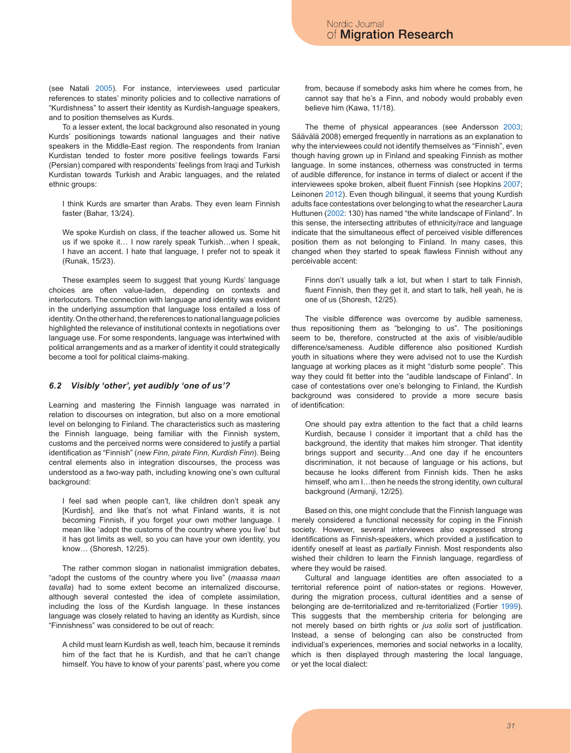(see Natali 2005). For instance, interviewees used particular references to states' minority policies and to collective narrations of "Kurdishness" to assert their identity as Kurdish-language speakers, and to position themselves as Kurds.

To a lesser extent, the local background also resonated in young Kurds' positionings towards national languages and their native speakers in the Middle-East region. The respondents from Iranian Kurdistan tended to foster more positive feelings towards Farsi (Persian) compared with respondents' feelings from Iraqi and Turkish Kurdistan towards Turkish and Arabic languages, and the related ethnic groups:

> I think Kurds are smarter than Arabs. They even learn Finnish faster (Bahar, 13/24).

> We spoke Kurdish on class, if the teacher allowed us. Some hit us if we spoke it… I now rarely speak Turkish…when I speak, I have an accent. I hate that language, I prefer not to speak it (Runak, 15/23).

These examples seem to suggest that young Kurds' language choices are often value-laden, depending on contexts and interlocutors. The connection with language and identity was evident in the underlying assumption that language loss entailed a loss of identity. On the other hand, the references to national language policies highlighted the relevance of institutional contexts in negotiations over language use. For some respondents, language was intertwined with political arrangements and as a marker of identity it could strategically become a tool for political claims-making.

### *6.2 Visibly 'other', yet audibly 'one of us'?*

Learning and mastering the Finnish language was narrated in relation to discourses on integration, but also on a more emotional level on belonging to Finland. The characteristics such as mastering the Finnish language, being familiar with the Finnish system, customs and the perceived norms were considered to justify a partial identification as "Finnish" (*new Finn, pirate Finn, Kurdish Finn*). Being central elements also in integration discourses, the process was understood as a two-way path, including knowing one's own cultural background:

> I feel sad when people can't, like children don't speak any [Kurdish], and like that's not what Finland wants, it is not becoming Finnish, if you forget your own mother language. I mean like 'adopt the customs of the country where you live' but it has got limits as well, so you can have your own identity, you know… (Shoresh, 12/25).

The rather common slogan in nationalist immigration debates, "adopt the customs of the country where you live" (*maassa maan tavalla*) had to some extent become an internalized discourse, although several contested the idea of complete assimilation, including the loss of the Kurdish language. In these instances language was closely related to having an identity as Kurdish, since "Finnishness" was considered to be out of reach:

> A child must learn Kurdish as well, teach him, because it reminds him of the fact that he is Kurdish, and that he can't change himself. You have to know of your parents' past, where you come from, because if somebody asks him where he comes from, he cannot say that he's a Finn, and nobody would probably even believe him (Kawa, 11/18).

The theme of physical appearances (see Andersson 2003; Säävälä 2008) emerged frequently in narrations as an explanation to why the interviewees could not identify themselves as "Finnish", even though having grown up in Finland and speaking Finnish as mother language. In some instances, otherness was constructed in terms of audible difference, for instance in terms of dialect or accent if the interviewees spoke broken, albeit fluent Finnish (see Hopkins 2007; Leinonen 2012). Even though bilingual, it seems that young Kurdish adults face contestations over belonging to what the researcher Laura Huttunen (2002: 130) has named "the white landscape of Finland". In this sense, the intersecting attributes of ethnicity/race and language indicate that the simultaneous effect of perceived visible differences position them as not belonging to Finland. In many cases, this changed when they started to speak flawless Finnish without any perceivable accent:

> Finns don't usually talk a lot, but when I start to talk Finnish, fluent Finnish, then they get it, and start to talk, hell yeah, he is one of us (Shoresh, 12/25).

The visible difference was overcome by audible sameness, thus repositioning them as "belonging to us". The positionings seem to be, therefore, constructed at the axis of visible/audible difference/sameness. Audible difference also positioned Kurdish youth in situations where they were advised not to use the Kurdish language at working places as it might "disturb some people". This way they could fit better into the "audible landscape of Finland". In case of contestations over one's belonging to Finland, the Kurdish background was considered to provide a more secure basis of identification:

> One should pay extra attention to the fact that a child learns Kurdish, because I consider it important that a child has the background, the identity that makes him stronger. That identity brings support and security…And one day if he encounters discrimination, it not because of language or his actions, but because he looks different from Finnish kids. Then he asks himself, who am I…then he needs the strong identity, own cultural background (Armanji, 12/25).

Based on this, one might conclude that the Finnish language was merely considered a functional necessity for coping in the Finnish society. However, several interviewees also expressed strong identifications as Finnish-speakers, which provided a justification to identify oneself at least as *partially* Finnish. Most respondents also wished their children to learn the Finnish language, regardless of where they would be raised.

Cultural and language identities are often associated to a territorial reference point of nation-states or regions. However, during the migration process, cultural identities and a sense of belonging are de-territorialized and re-territorialized (Fortier 1999). This suggests that the membership criteria for belonging are not merely based on birth rights or *jus solis* sort of justification. Instead, a sense of belonging can also be constructed from individual's experiences, memories and social networks in a locality, which is then displayed through mastering the local language, or yet the local dialect: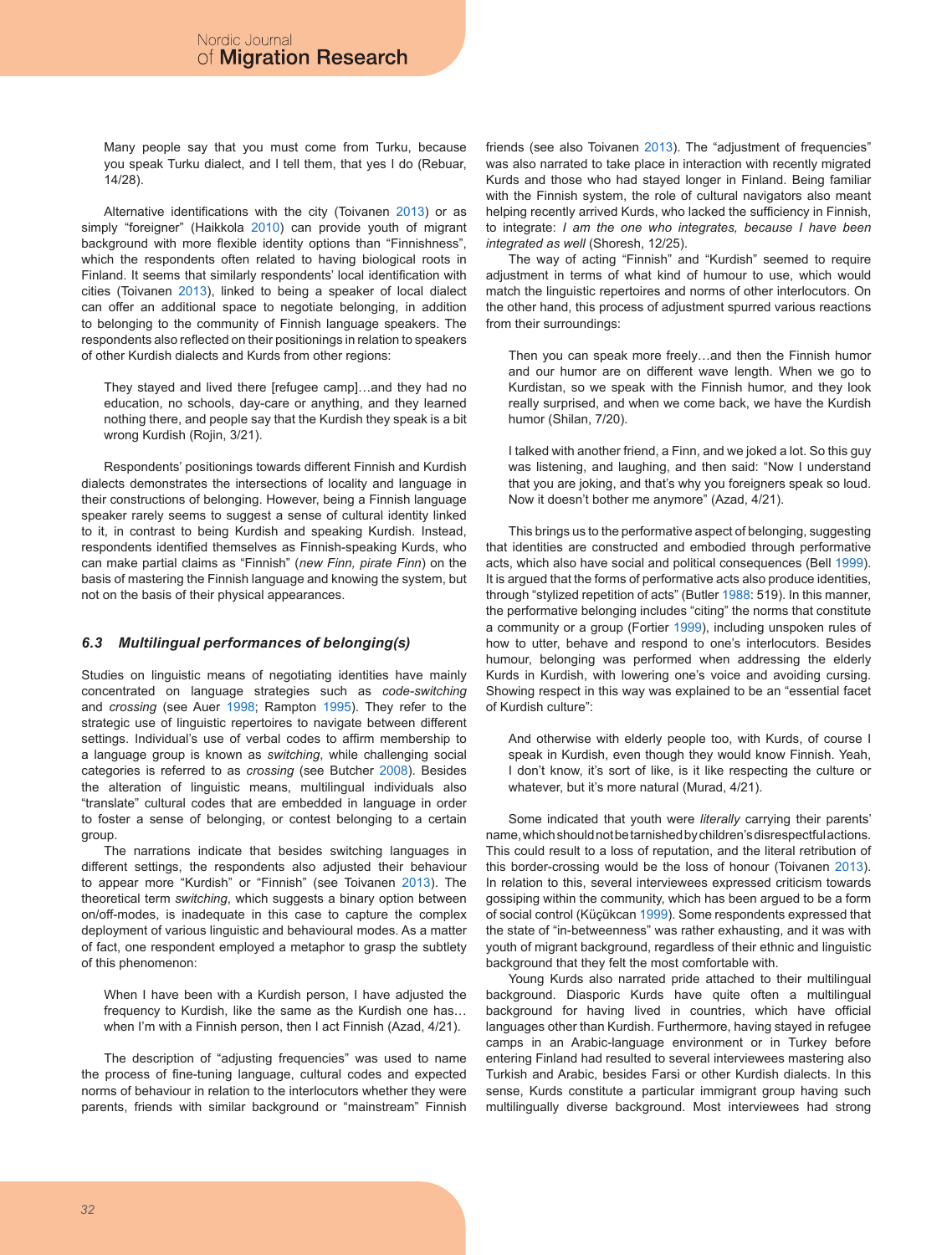> Many people say that you must come from Turku, because you speak Turku dialect, and I tell them, that yes I do (Rebuar, 14/28).

Alternative identifications with the city (Toivanen 2013) or as simply "foreigner" (Haikkola 2010) can provide youth of migrant background with more flexible identity options than "Finnishness", which the respondents often related to having biological roots in Finland. It seems that similarly respondents' local identification with cities (Toivanen 2013), linked to being a speaker of local dialect can offer an additional space to negotiate belonging, in addition to belonging to the community of Finnish language speakers. The respondents also reflected on their positionings in relation to speakers of other Kurdish dialects and Kurds from other regions:

> They stayed and lived there [refugee camp]…and they had no education, no schools, day-care or anything, and they learned nothing there, and people say that the Kurdish they speak is a bit wrong Kurdish (Rojin, 3/21).

Respondents' positionings towards different Finnish and Kurdish dialects demonstrates the intersections of locality and language in their constructions of belonging. However, being a Finnish language speaker rarely seems to suggest a sense of cultural identity linked to it, in contrast to being Kurdish and speaking Kurdish. Instead, respondents identified themselves as Finnish-speaking Kurds, who can make partial claims as "Finnish" (*new Finn, pirate Finn*) on the basis of mastering the Finnish language and knowing the system, but not on the basis of their physical appearances.

### *6.3 Multilingual performances of belonging(s)*

Studies on linguistic means of negotiating identities have mainly concentrated on language strategies such as *code-switching* and *crossing* (see Auer 1998; Rampton 1995). They refer to the strategic use of linguistic repertoires to navigate between different settings. Individual's use of verbal codes to affirm membership to a language group is known as *switching*, while challenging social categories is referred to as *crossing* (see Butcher 2008). Besides the alteration of linguistic means, multilingual individuals also "translate" cultural codes that are embedded in language in order to foster a sense of belonging, or contest belonging to a certain group.

The narrations indicate that besides switching languages in different settings, the respondents also adjusted their behaviour to appear more "Kurdish" or "Finnish" (see Toivanen 2013). The theoretical term *switching*, which suggests a binary option between on/off-modes, is inadequate in this case to capture the complex deployment of various linguistic and behavioural modes. As a matter of fact, one respondent employed a metaphor to grasp the subtlety of this phenomenon:

> When I have been with a Kurdish person, I have adjusted the frequency to Kurdish, like the same as the Kurdish one has… when I'm with a Finnish person, then I act Finnish (Azad, 4/21).

The description of "adjusting frequencies" was used to name the process of fine-tuning language, cultural codes and expected norms of behaviour in relation to the interlocutors whether they were parents, friends with similar background or "mainstream" Finnish friends (see also Toivanen 2013). The "adjustment of frequencies" was also narrated to take place in interaction with recently migrated Kurds and those who had stayed longer in Finland. Being familiar with the Finnish system, the role of cultural navigators also meant helping recently arrived Kurds, who lacked the sufficiency in Finnish, to integrate: *I am the one who integrates, because I have been integrated as well* (Shoresh, 12/25).

The way of acting "Finnish" and "Kurdish" seemed to require adjustment in terms of what kind of humour to use, which would match the linguistic repertoires and norms of other interlocutors. On the other hand, this process of adjustment spurred various reactions from their surroundings:

> Then you can speak more freely…and then the Finnish humor and our humor are on different wave length. When we go to Kurdistan, so we speak with the Finnish humor, and they look really surprised, and when we come back, we have the Kurdish humor (Shilan, 7/20).

> I talked with another friend, a Finn, and we joked a lot. So this guy was listening, and laughing, and then said: "Now I understand that you are joking, and that's why you foreigners speak so loud. Now it doesn't bother me anymore" (Azad, 4/21).

This brings us to the performative aspect of belonging, suggesting that identities are constructed and embodied through performative acts, which also have social and political consequences (Bell 1999). It is argued that the forms of performative acts also produce identities, through "stylized repetition of acts" (Butler 1988: 519). In this manner, the performative belonging includes "citing" the norms that constitute a community or a group (Fortier 1999), including unspoken rules of how to utter, behave and respond to one's interlocutors. Besides humour, belonging was performed when addressing the elderly Kurds in Kurdish, with lowering one's voice and avoiding cursing. Showing respect in this way was explained to be an "essential facet of Kurdish culture":

> And otherwise with elderly people too, with Kurds, of course I speak in Kurdish, even though they would know Finnish. Yeah, I don't know, it's sort of like, is it like respecting the culture or whatever, but it's more natural (Murad, 4/21).

Some indicated that youth were *literally* carrying their parents' name, which should not be tarnished by children's disrespectful actions. This could result to a loss of reputation, and the literal retribution of this border-crossing would be the loss of honour (Toivanen 2013). In relation to this, several interviewees expressed criticism towards gossiping within the community, which has been argued to be a form of social control (Küçükcan 1999). Some respondents expressed that the state of "in-betweenness" was rather exhausting, and it was with youth of migrant background, regardless of their ethnic and linguistic background that they felt the most comfortable with.

Young Kurds also narrated pride attached to their multilingual background. Diasporic Kurds have quite often a multilingual background for having lived in countries, which have official languages other than Kurdish. Furthermore, having stayed in refugee camps in an Arabic-language environment or in Turkey before entering Finland had resulted to several interviewees mastering also Turkish and Arabic, besides Farsi or other Kurdish dialects. In this sense, Kurds constitute a particular immigrant group having such multilingually diverse background. Most interviewees had strong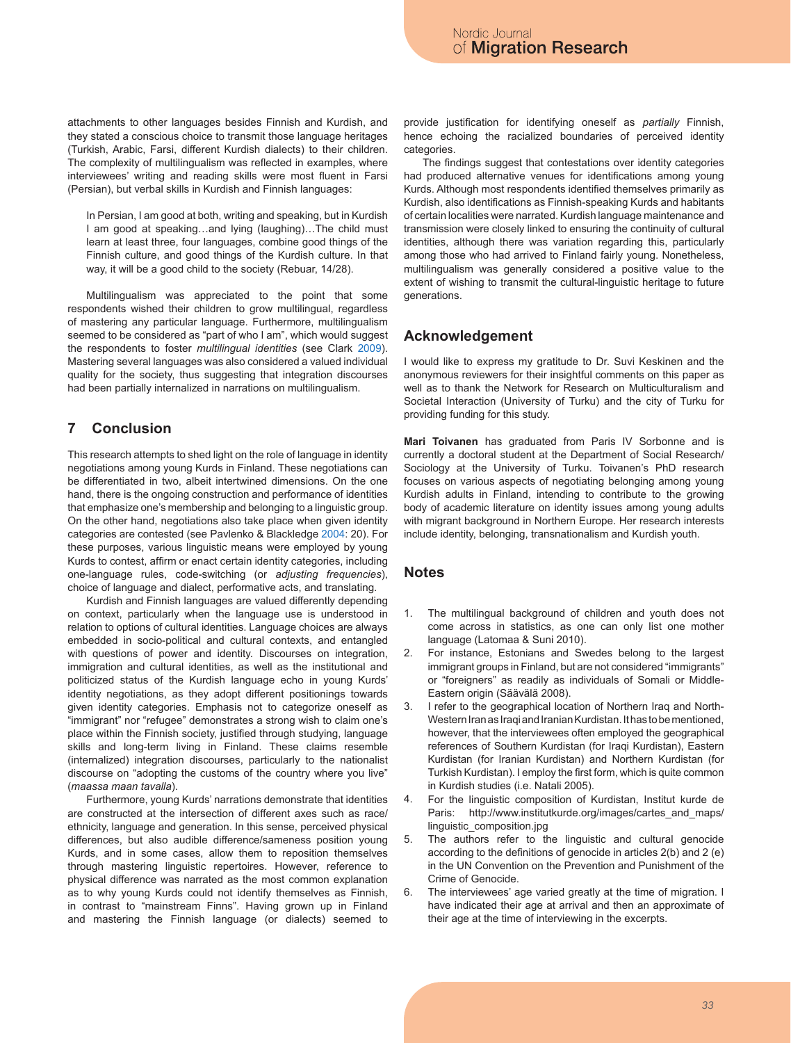attachments to other languages besides Finnish and Kurdish, and they stated a conscious choice to transmit those language heritages (Turkish, Arabic, Farsi, different Kurdish dialects) to their children. The complexity of multilingualism was reflected in examples, where interviewees' writing and reading skills were most fluent in Farsi (Persian), but verbal skills in Kurdish and Finnish languages:

> In Persian, I am good at both, writing and speaking, but in Kurdish I am good at speaking…and lying (laughing)…The child must learn at least three, four languages, combine good things of the Finnish culture, and good things of the Kurdish culture. In that way, it will be a good child to the society (Rebuar, 14/28).

Multilingualism was appreciated to the point that some respondents wished their children to grow multilingual, regardless of mastering any particular language. Furthermore, multilingualism seemed to be considered as "part of who I am", which would suggest the respondents to foster *multilingual identities* (see Clark 2009). Mastering several languages was also considered a valued individual quality for the society, thus suggesting that integration discourses had been partially internalized in narrations on multilingualism.

## 7 Conclusion

This research attempts to shed light on the role of language in identity negotiations among young Kurds in Finland. These negotiations can be differentiated in two, albeit intertwined dimensions. On the one hand, there is the ongoing construction and performance of identities that emphasize one's membership and belonging to a linguistic group. On the other hand, negotiations also take place when given identity categories are contested (see Pavlenko & Blackledge 2004: 20). For these purposes, various linguistic means were employed by young Kurds to contest, affirm or enact certain identity categories, including one-language rules, code-switching (or *adjusting frequencies*), choice of language and dialect, performative acts, and translating.

Kurdish and Finnish languages are valued differently depending on context, particularly when the language use is understood in relation to options of cultural identities. Language choices are always embedded in socio-political and cultural contexts, and entangled with questions of power and identity. Discourses on integration, immigration and cultural identities, as well as the institutional and politicized status of the Kurdish language echo in young Kurds' identity negotiations, as they adopt different positionings towards given identity categories. Emphasis not to categorize oneself as "immigrant" nor "refugee" demonstrates a strong wish to claim one's place within the Finnish society, justified through studying, language skills and long-term living in Finland. These claims resemble (internalized) integration discourses, particularly to the nationalist discourse on "adopting the customs of the country where you live" (*maassa maan tavalla*).

Furthermore, young Kurds' narrations demonstrate that identities are constructed at the intersection of different axes such as race/ethnicity, language and generation. In this sense, perceived physical differences, but also audible difference/sameness position young Kurds, and in some cases, allow them to reposition themselves through mastering linguistic repertoires. However, reference to physical difference was narrated as the most common explanation as to why young Kurds could not identify themselves as Finnish, in contrast to "mainstream Finns". Having grown up in Finland and mastering the Finnish language (or dialects) seemed to provide justification for identifying oneself as *partially* Finnish, hence echoing the racialized boundaries of perceived identity categories.

The findings suggest that contestations over identity categories had produced alternative venues for identifications among young Kurds. Although most respondents identified themselves primarily as Kurdish, also identifications as Finnish-speaking Kurds and habitants of certain localities were narrated. Kurdish language maintenance and transmission were closely linked to ensuring the continuity of cultural identities, although there was variation regarding this, particularly among those who had arrived to Finland fairly young. Nonetheless, multilingualism was generally considered a positive value to the extent of wishing to transmit the cultural-linguistic heritage to future generations.

## Acknowledgement

I would like to express my gratitude to Dr. Suvi Keskinen and the anonymous reviewers for their insightful comments on this paper as well as to thank the Network for Research on Multiculturalism and Societal Interaction (University of Turku) and the city of Turku for providing funding for this study.

**Mari Toivanen** has graduated from Paris IV Sorbonne and is currently a doctoral student at the Department of Social Research/ Sociology at the University of Turku. Toivanen's PhD research focuses on various aspects of negotiating belonging among young Kurdish adults in Finland, intending to contribute to the growing body of academic literature on identity issues among young adults with migrant background in Northern Europe. Her research interests include identity, belonging, transnationalism and Kurdish youth.

## Notes

1. The multilingual background of children and youth does not come across in statistics, as one can only list one mother language (Latomaa & Suni 2010).
2. For instance, Estonians and Swedes belong to the largest immigrant groups in Finland, but are not considered "immigrants" or "foreigners" as readily as individuals of Somali or Middle-Eastern origin (Säävälä 2008).
3. I refer to the geographical location of Northern Iraq and North-Western Iran as Iraqi and Iranian Kurdistan. It has to be mentioned, however, that the interviewees often employed the geographical references of Southern Kurdistan (for Iraqi Kurdistan), Eastern Kurdistan (for Iranian Kurdistan) and Northern Kurdistan (for Turkish Kurdistan). I employ the first form, which is quite common in Kurdish studies (i.e. Natali 2005).
4. For the linguistic composition of Kurdistan, Institut kurde de Paris: http://www.institutkurde.org/images/cartes_and_maps/linguistic_composition.jpg
5. The authors refer to the linguistic and cultural genocide according to the definitions of genocide in articles 2(b) and 2 (e) in the UN Convention on the Prevention and Punishment of the Crime of Genocide.
6. The interviewees' age varied greatly at the time of migration. I have indicated their age at arrival and then an approximate of their age at the time of interviewing in the excerpts.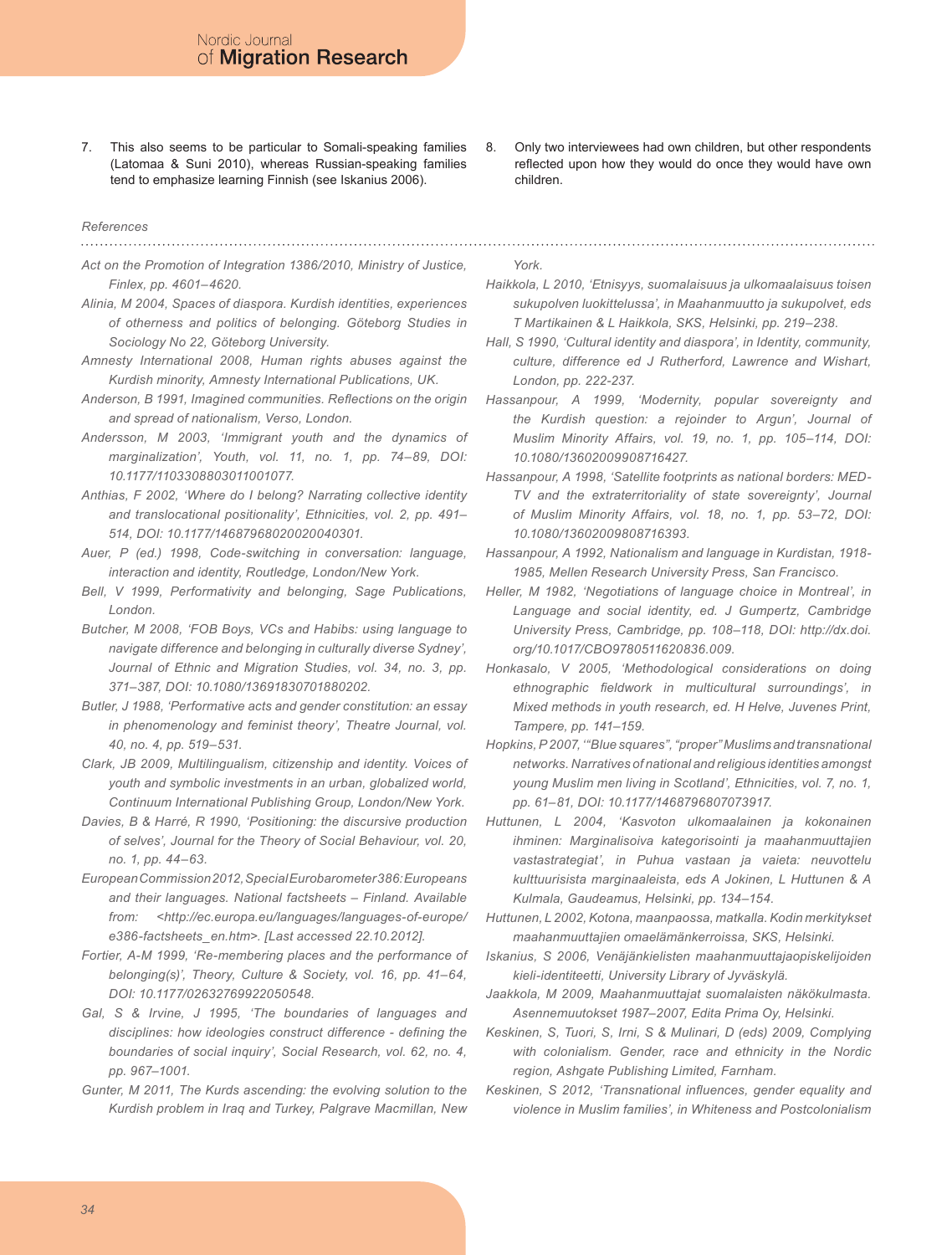7. This also seems to be particular to Somali-speaking families (Latomaa & Suni 2010), whereas Russian-speaking families tend to emphasize learning Finnish (see Iskanius 2006).

8. Only two interviewees had own children, but other respondents reflected upon how they would do once they would have own children.

*References*

*Act on the Promotion of Integration 1386/2010, Ministry of Justice, Finlex, pp. 4601–4620.*

*Alinia, M 2004, Spaces of diaspora. Kurdish identities, experiences of otherness and politics of belonging. Göteborg Studies in Sociology No 22, Göteborg University.*

*Amnesty International 2008, Human rights abuses against the Kurdish minority, Amnesty International Publications, UK.*

*Anderson, B 1991, Imagined communities. Reflections on the origin and spread of nationalism, Verso, London.*

*Andersson, M 2003, 'Immigrant youth and the dynamics of marginalization', Youth, vol. 11, no. 1, pp. 74–89, DOI: 10.1177/1103308803011001077.*

*Anthias, F 2002, 'Where do I belong? Narrating collective identity and translocational positionality', Ethnicities, vol. 2, pp. 491–514, DOI: 10.1177/14687968020020040301.*

*Auer, P (ed.) 1998, Code-switching in conversation: language, interaction and identity, Routledge, London/New York.*

*Bell, V 1999, Performativity and belonging, Sage Publications, London.*

*Butcher, M 2008, 'FOB Boys, VCs and Habibs: using language to navigate difference and belonging in culturally diverse Sydney', Journal of Ethnic and Migration Studies, vol. 34, no. 3, pp. 371–387, DOI: 10.1080/13691830701880202.*

*Butler, J 1988, 'Performative acts and gender constitution: an essay in phenomenology and feminist theory', Theatre Journal, vol. 40, no. 4, pp. 519–531.*

*Clark, JB 2009, Multilingualism, citizenship and identity. Voices of youth and symbolic investments in an urban, globalized world, Continuum International Publishing Group, London/New York.*

*Davies, B & Harré, R 1990, 'Positioning: the discursive production of selves', Journal for the Theory of Social Behaviour, vol. 20, no. 1, pp. 44–63.*

*European Commission 2012, Special Eurobarometer 386: Europeans and their languages. National factsheets – Finland. Available from: <http://ec.europa.eu/languages/languages-of-europe/e386-factsheets_en.htm>. [Last accessed 22.10.2012].*

*Fortier, A-M 1999, 'Re-membering places and the performance of belonging(s)', Theory, Culture & Society, vol. 16, pp. 41–64, DOI: 10.1177/02632769922050548.*

*Gal, S & Irvine, J 1995, 'The boundaries of languages and disciplines: how ideologies construct difference - defining the boundaries of social inquiry', Social Research, vol. 62, no. 4, pp. 967–1001.*

*Gunter, M 2011, The Kurds ascending: the evolving solution to the Kurdish problem in Iraq and Turkey, Palgrave Macmillan, New York.*

*Haikkola, L 2010, 'Etnisyys, suomalaisuus ja ulkomaalaisuus toisen sukupolven luokittelussa', in Maahanmuutto ja sukupolvet, eds T Martikainen & L Haikkola, SKS, Helsinki, pp. 219–238.*

*Hall, S 1990, 'Cultural identity and diaspora', in Identity, community, culture, difference ed J Rutherford, Lawrence and Wishart, London, pp. 222-237.*

*Hassanpour, A 1999, 'Modernity, popular sovereignty and the Kurdish question: a rejoinder to Argun', Journal of Muslim Minority Affairs, vol. 19, no. 1, pp. 105–114, DOI: 10.1080/13602009908716427.*

*Hassanpour, A 1998, 'Satellite footprints as national borders: MED-TV and the extraterritoriality of state sovereignty', Journal of Muslim Minority Affairs, vol. 18, no. 1, pp. 53–72, DOI: 10.1080/13602009808716393.*

*Hassanpour, A 1992, Nationalism and language in Kurdistan, 1918-1985, Mellen Research University Press, San Francisco.*

*Heller, M 1982, 'Negotiations of language choice in Montreal', in Language and social identity, ed. J Gumpertz, Cambridge University Press, Cambridge, pp. 108–118, DOI: http://dx.doi.org/10.1017/CBO9780511620836.009.*

*Honkasalo, V 2005, 'Methodological considerations on doing ethnographic fieldwork in multicultural surroundings', in Mixed methods in youth research, ed. H Helve, Juvenes Print, Tampere, pp. 141–159.*

*Hopkins, P 2007, '"Blue squares", "proper" Muslims and transnational networks. Narratives of national and religious identities amongst young Muslim men living in Scotland', Ethnicities, vol. 7, no. 1, pp. 61–81, DOI: 10.1177/1468796807073917.*

*Huttunen, L 2004, 'Kasvoton ulkomaalainen ja kokonainen ihminen: Marginalisoiva kategorisointi ja maahanmuuttajien vastastrategiat', in Puhua vastaan ja vaieta: neuvottelu kulttuurisista marginaaleista, eds A Jokinen, L Huttunen & A Kulmala, Gaudeamus, Helsinki, pp. 134–154.*

*Huttunen, L 2002, Kotona, maanpaossa, matkalla. Kodin merkitykset maahanmuuttajien omaelämänkerroissa, SKS, Helsinki.*

*Iskanius, S 2006, Venäjänkielisten maahanmuuttajaopiskelijoiden kieli-identiteetti, University Library of Jyväskylä.*

*Jaakkola, M 2009, Maahanmuuttajat suomalaisten näkökulmasta. Asennemuutokset 1987–2007, Edita Prima Oy, Helsinki.*

*Keskinen, S, Tuori, S, Irni, S & Mulinari, D (eds) 2009, Complying with colonialism. Gender, race and ethnicity in the Nordic region, Ashgate Publishing Limited, Farnham.*

*Keskinen, S 2012, 'Transnational influences, gender equality and violence in Muslim families', in Whiteness and Postcolonialism*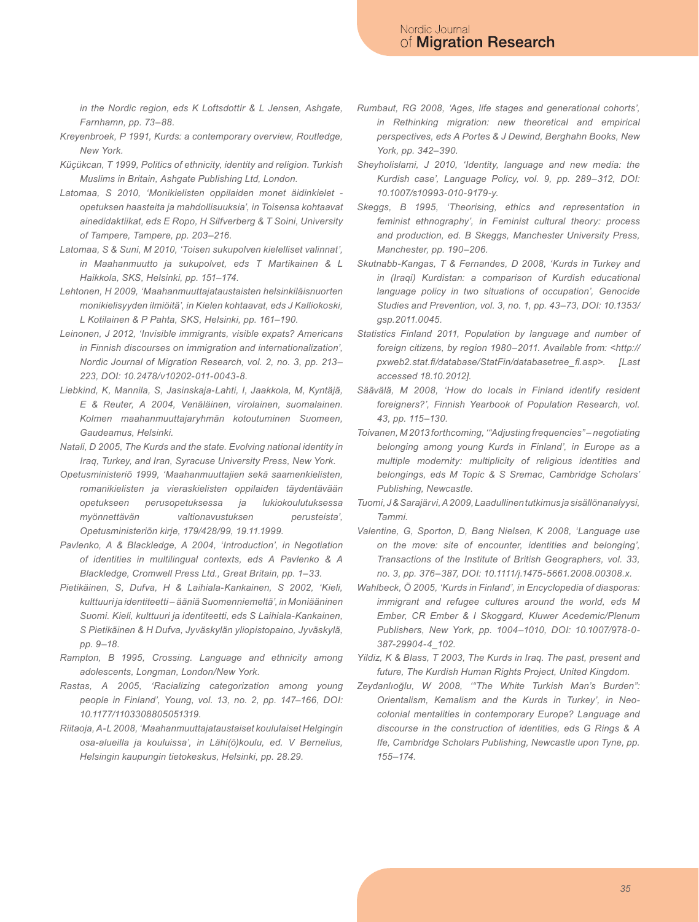*in the Nordic region, eds K Loftsdottír & L Jensen, Ashgate, Farnhamn, pp. 73–88.*

*Kreyenbroek, P 1991, Kurds: a contemporary overview, Routledge, New York.*

*Küçükcan, T 1999, Politics of ethnicity, identity and religion. Turkish Muslims in Britain, Ashgate Publishing Ltd, London.*

*Latomaa, S 2010, 'Monikielisten oppilaiden monet äidinkielet - opetuksen haasteita ja mahdollisuuksia', in Toisensa kohtaavat ainedidaktiikat, eds E Ropo, H Silfverberg & T Soini, University of Tampere, Tampere, pp. 203–216.*

*Latomaa, S & Suni, M 2010, 'Toisen sukupolven kielelliset valinnat', in Maahanmuutto ja sukupolvet, eds T Martikainen & L Haikkola, SKS, Helsinki, pp. 151–174.*

*Lehtonen, H 2009, 'Maahanmuuttajataustaisten helsinkiläisnuorten monikielisyyden ilmiöitä', in Kielen kohtaavat, eds J Kalliokoski, L Kotilainen & P Pahta, SKS, Helsinki, pp. 161–190.*

*Leinonen, J 2012, 'Invisible immigrants, visible expats? Americans in Finnish discourses on immigration and internationalization', Nordic Journal of Migration Research, vol. 2, no. 3, pp. 213–223, DOI: 10.2478/v10202-011-0043-8.*

*Liebkind, K, Mannila, S, Jasinskaja-Lahti, I, Jaakkola, M, Kyntäjä, E & Reuter, A 2004, Venäläinen, virolainen, suomalainen. Kolmen maahanmuuttajaryhmän kotoutuminen Suomeen, Gaudeamus, Helsinki.*

*Natali, D 2005, The Kurds and the state. Evolving national identity in Iraq, Turkey, and Iran, Syracuse University Press, New York.*

*Opetusministeriö 1999, 'Maahanmuuttajien sekä saamenkielisten, romanikielisten ja vieraskielisten oppilaiden täydentävään opetukseen perusopetuksessa ja lukiokoulutuksessa myönnettävän valtionavustuksen perusteista', Opetusministeriön kirje, 179/428/99, 19.11.1999.*

*Pavlenko, A & Blackledge, A 2004, 'Introduction', in Negotiation of identities in multilingual contexts, eds A Pavlenko & A Blackledge, Cromwell Press Ltd., Great Britain, pp. 1–33.*

*Pietikäinen, S, Dufva, H & Laihiala-Kankainen, S 2002, 'Kieli, kulttuuri ja identiteetti – ääniä Suomenniemeltä', in Moniääninen Suomi. Kieli, kulttuuri ja identiteetti, eds S Laihiala-Kankainen, S Pietikäinen & H Dufva, Jyväskylän yliopistopaino, Jyväskylä, pp. 9–18.*

*Rampton, B 1995, Crossing. Language and ethnicity among adolescents, Longman, London/New York.*

*Rastas, A 2005, 'Racializing categorization among young people in Finland', Young, vol. 13, no. 2, pp. 147–166, DOI: 10.1177/1103308805051319.*

*Riitaoja, A-L 2008, 'Maahanmuuttajataustaiset koululaiset Helgingin osa-alueilla ja kouluissa', in Lähi(ö)koulu, ed. V Bernelius, Helsingin kaupungin tietokeskus, Helsinki, pp. 28.29.*

*Rumbaut, RG 2008, 'Ages, life stages and generational cohorts', in Rethinking migration: new theoretical and empirical perspectives, eds A Portes & J Dewind, Berghahn Books, New York, pp. 342–390.*

*Sheyholislami, J 2010, 'Identity, language and new media: the Kurdish case', Language Policy, vol. 9, pp. 289–312, DOI: 10.1007/s10993-010-9179-y.*

*Skeggs, B 1995, 'Theorising, ethics and representation in feminist ethnography', in Feminist cultural theory: process and production, ed. B Skeggs, Manchester University Press, Manchester, pp. 190–206.*

*Skutnabb-Kangas, T & Fernandes, D 2008, 'Kurds in Turkey and in (Iraqi) Kurdistan: a comparison of Kurdish educational language policy in two situations of occupation', Genocide Studies and Prevention, vol. 3, no. 1, pp. 43–73, DOI: 10.1353/gsp.2011.0045.*

*Statistics Finland 2011, Population by language and number of foreign citizens, by region 1980–2011. Available from: <http://pxweb2.stat.fi/database/StatFin/databasetree_fi.asp>. [Last accessed 18.10.2012].*

*Säävälä, M 2008, 'How do locals in Finland identify resident foreigners?', Finnish Yearbook of Population Research, vol. 43, pp. 115–130.*

*Toivanen, M 2013 forthcoming, '"Adjusting frequencies" – negotiating belonging among young Kurds in Finland', in Europe as a multiple modernity: multiplicity of religious identities and belongings, eds M Topic & S Sremac, Cambridge Scholars' Publishing, Newcastle.*

*Tuomi, J & Sarajärvi, A 2009, Laadullinen tutkimus ja sisällönanalyysi, Tammi.*

*Valentine, G, Sporton, D, Bang Nielsen, K 2008, 'Language use on the move: site of encounter, identities and belonging', Transactions of the Institute of British Geographers, vol. 33, no. 3, pp. 376–387, DOI: 10.1111/j.1475-5661.2008.00308.x.*

*Wahlbeck, Ö 2005, 'Kurds in Finland', in Encyclopedia of diasporas: immigrant and refugee cultures around the world, eds M Ember, CR Ember & I Skoggard, Kluwer Acedemic/Plenum Publishers, New York, pp. 1004–1010, DOI: 10.1007/978-0-387-29904-4_102.*

*Yildiz, K & Blass, T 2003, The Kurds in Iraq. The past, present and future, The Kurdish Human Rights Project, United Kingdom.*

*Zeydanlıoğlu, W 2008, '"The White Turkish Man's Burden": Orientalism, Kemalism and the Kurds in Turkey', in Neo-colonial mentalities in contemporary Europe? Language and discourse in the construction of identities, eds G Rings & A Ife, Cambridge Scholars Publishing, Newcastle upon Tyne, pp. 155–174.*